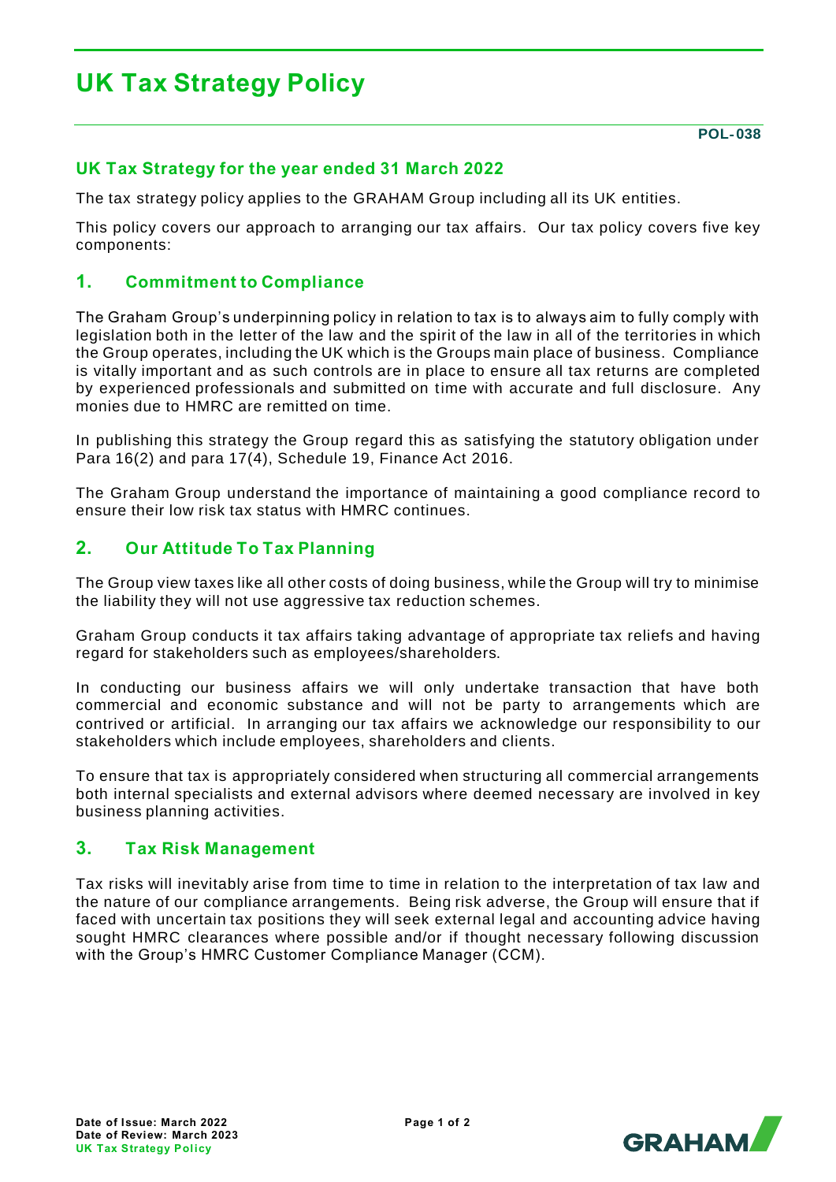# UK Tax Strategy Policy

**POL-038**

## UK Tax Strategy for the year ended 31 March 2022

The tax strategy policy applies to the GRAHAM Group including all its UK entities.

This policy covers our approach to arranging our tax affairs. Our tax policy covers five key components:

## 1. Commitment to Compliance

The Graham Group's underpinning policy in relation to tax is to always aim to fully comply with legislation both in the letter of the law and the spirit of the law in all of the territories in which the Group operates, including the UK which is the Groups main place of business. Compliance is vitally important and as such controls are in place to ensure all tax returns are completed by experienced professionals and submitted on time with accurate and full disclosure. Any monies due to HMRC are remitted on time.

In publishing this strategy the Group regard this as satisfying the statutory obligation under Para 16(2) and para 17(4), Schedule 19, Finance Act 2016.

The Graham Group understand the importance of maintaining a good compliance record to ensure their low risk tax status with HMRC continues.

## 2. Our Attitude To Tax Planning

The Group view taxes like all other costs of doing business, while the Group will try to minimise the liability they will not use aggressive tax reduction schemes.

Graham Group conducts it tax affairs taking advantage of appropriate tax reliefs and having regard for stakeholders such as employees/shareholders.

In conducting our business affairs we will only undertake transaction that have both commercial and economic substance and will not be party to arrangements which are contrived or artificial. In arranging our tax affairs we acknowledge our responsibility to our stakeholders which include employees, shareholders and clients.

To ensure that tax is appropriately considered when structuring all commercial arrangements both internal specialists and external advisors where deemed necessary are involved in key business planning activities.

## 3. Tax Risk Management

Tax risks will inevitably arise from time to time in relation to the interpretation of tax law and the nature of our compliance arrangements. Being risk adverse, the Group will ensure that if faced with uncertain tax positions they will seek external legal and accounting advice having sought HMRC clearances where possible and/or if thought necessary following discussion with the Group's HMRC Customer Compliance Manager (CCM).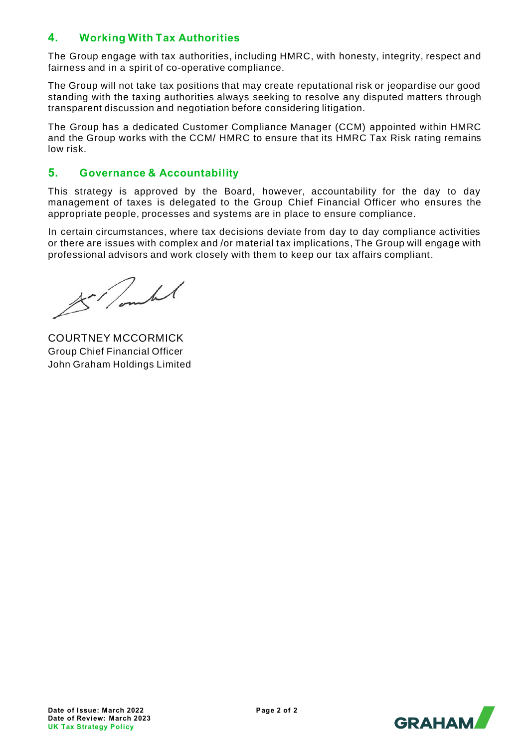## 4. Working With Tax Authorities

The Group engage with tax authorities, including HMRC, with honesty, integrity, respect and fairness and in a spirit of co-operative compliance.

The Group will not take tax positions that may create reputational risk or jeopardise our good standing with the taxing authorities always seeking to resolve any disputed matters through transparent discussion and negotiation before considering litigation.

The Group has a dedicated Customer Compliance Manager (CCM) appointed within HMRC and the Group works with the CCM/ HMRC to ensure that its HMRC Tax Risk rating remains low risk.

## 5. Governance & Accountability

This strategy is approved by the Board, however, accountability for the day to day management of taxes is delegated to the Group Chief Financial Officer who ensures the appropriate people, processes and systems are in place to ensure compliance.

In certain circumstances, where tax decisions deviate from day to day compliance activities or there are issues with complex and /or material tax implications, The Group will engage with professional advisors and work closely with them to keep our tax affairs compliant.

COURTNEY MCCORMICK
Group Chief Financial Officer
John Graham Holdings Limited

**Date of Issue: March 2022**
**Date of Review: March 2023**
**UK Tax Strategy Policy**